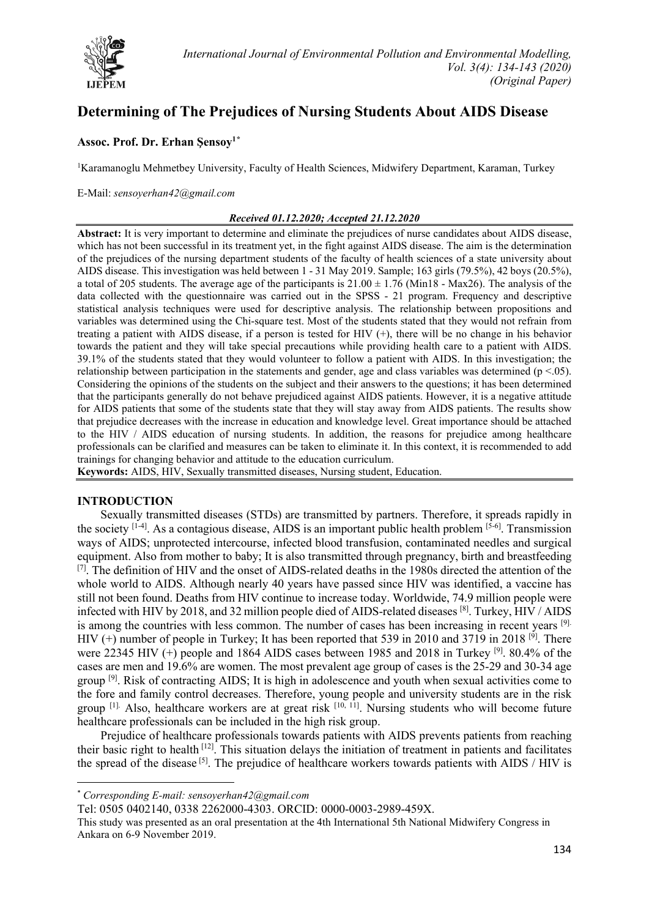// Determining of The Prejudices of Nursing Students About AIDS Disease

# Determining of The Prejudices of Nursing Students About AIDS Disease

**Assoc. Prof. Dr. Erhan Şensoy**[1*]

[1]Karamanoglu Mehmetbey University, Faculty of Health Sciences, Midwifery Department, Karaman, Turkey

E-Mail: *sensoyerhan42@gmail.com*

***Received 01.12.2020; Accepted 21.12.2020***

**Abstract:** It is very important to determine and eliminate the prejudices of nurse candidates about AIDS disease, which has not been successful in its treatment yet, in the fight against AIDS disease. The aim is the determination of the prejudices of the nursing department students of the faculty of health sciences of a state university about AIDS disease. This investigation was held between 1 - 31 May 2019. Sample; 163 girls (79.5%), 42 boys (20.5%), a total of 205 students. The average age of the participants is 21.00 ± 1.76 (Min18 - Max26). The analysis of the data collected with the questionnaire was carried out in the SPSS - 21 program. Frequency and descriptive statistical analysis techniques were used for descriptive analysis. The relationship between propositions and variables was determined using the Chi-square test. Most of the students stated that they would not refrain from treating a patient with AIDS disease, if a person is tested for HIV (+), there will be no change in his behavior towards the patient and they will take special precautions while providing health care to a patient with AIDS. 39.1% of the students stated that they would volunteer to follow a patient with AIDS. In this investigation; the relationship between participation in the statements and gender, age and class variables was determined ($p < .05$). Considering the opinions of the students on the subject and their answers to the questions; it has been determined that the participants generally do not behave prejudiced against AIDS patients. However, it is a negative attitude for AIDS patients that some of the students state that they will stay away from AIDS patients. The results show that prejudice decreases with the increase in education and knowledge level. Great importance should be attached to the HIV / AIDS education of nursing students. In addition, the reasons for prejudice among healthcare professionals can be clarified and measures can be taken to eliminate it. In this context, it is recommended to add trainings for changing behavior and attitude to the education curriculum.

**Keywords:** AIDS, HIV, Sexually transmitted diseases, Nursing student, Education.

## INTRODUCTION

Sexually transmitted diseases (STDs) are transmitted by partners. Therefore, it spreads rapidly in the society [1-4]. As a contagious disease, AIDS is an important public health problem [5-6]. Transmission ways of AIDS; unprotected intercourse, infected blood transfusion, contaminated needles and surgical equipment. Also from mother to baby; It is also transmitted through pregnancy, birth and breastfeeding [7]. The definition of HIV and the onset of AIDS-related deaths in the 1980s directed the attention of the whole world to AIDS. Although nearly 40 years have passed since HIV was identified, a vaccine has still not been found. Deaths from HIV continue to increase today. Worldwide, 74.9 million people were infected with HIV by 2018, and 32 million people died of AIDS-related diseases [8]. Turkey, HIV / AIDS is among the countries with less common. The number of cases has been increasing in recent years [9]. HIV (+) number of people in Turkey; It has been reported that 539 in 2010 and 3719 in 2018 [9]. There were 22345 HIV (+) people and 1864 AIDS cases between 1985 and 2018 in Turkey [9]. 80.4% of the cases are men and 19.6% are women. The most prevalent age group of cases is the 25-29 and 30-34 age group [9]. Risk of contracting AIDS; It is high in adolescence and youth when sexual activities come to the fore and family control decreases. Therefore, young people and university students are in the risk group [1]. Also, healthcare workers are at great risk [10, 11]. Nursing students who will become future healthcare professionals can be included in the high risk group.

Prejudice of healthcare professionals towards patients with AIDS prevents patients from reaching their basic right to health [12]. This situation delays the initiation of treatment in patients and facilitates the spread of the disease [5]. The prejudice of healthcare workers towards patients with AIDS / HIV is

---

* *Corresponding E-mail: sensoyerhan42@gmail.com*

Tel: 0505 0402140, 0338 2262000-4303. ORCID: 0000-0003-2989-459X.

This study was presented as an oral presentation at the 4th International 5th National Midwifery Congress in Ankara on 6-9 November 2019.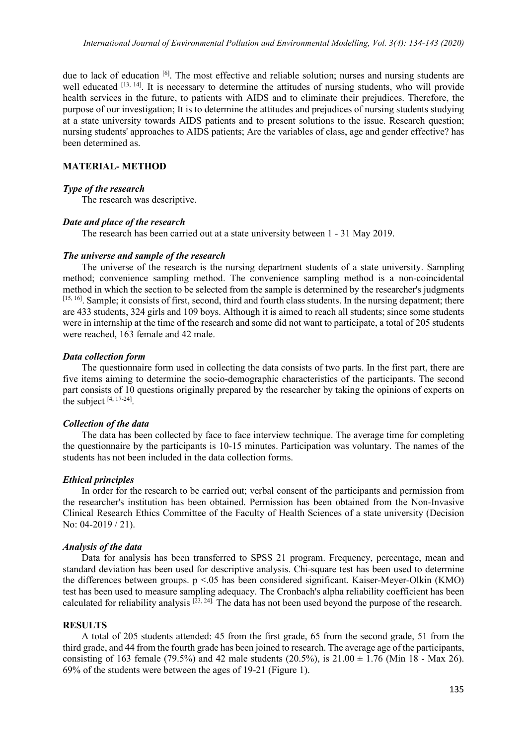due to lack of education [6]. The most effective and reliable solution; nurses and nursing students are well educated [13, 14]. It is necessary to determine the attitudes of nursing students, who will provide health services in the future, to patients with AIDS and to eliminate their prejudices. Therefore, the purpose of our investigation; It is to determine the attitudes and prejudices of nursing students studying at a state university towards AIDS patients and to present solutions to the issue. Research question; nursing students' approaches to AIDS patients; Are the variables of class, age and gender effective? has been determined as.

## MATERIAL- METHOD

### *Type of the research*

The research was descriptive.

### *Date and place of the research*

The research has been carried out at a state university between 1 - 31 May 2019.

### *The universe and sample of the research*

The universe of the research is the nursing department students of a state university. Sampling method; convenience sampling method. The convenience sampling method is a non-coincidental method in which the section to be selected from the sample is determined by the researcher's judgments [15, 16]. Sample; it consists of first, second, third and fourth class students. In the nursing depatment; there are 433 students, 324 girls and 109 boys. Although it is aimed to reach all students; since some students were in internship at the time of the research and some did not want to participate, a total of 205 students were reached, 163 female and 42 male.

### *Data collection form*

The questionnaire form used in collecting the data consists of two parts. In the first part, there are five items aiming to determine the socio-demographic characteristics of the participants. The second part consists of 10 questions originally prepared by the researcher by taking the opinions of experts on the subject [4, 17-24].

### *Collection of the data*

The data has been collected by face to face interview technique. The average time for completing the questionnaire by the participants is 10-15 minutes. Participation was voluntary. The names of the students has not been included in the data collection forms.

### *Ethical principles*

In order for the research to be carried out; verbal consent of the participants and permission from the researcher's institution has been obtained. Permission has been obtained from the Non-Invasive Clinical Research Ethics Committee of the Faculty of Health Sciences of a state university (Decision No: 04-2019 / 21).

### *Analysis of the data*

Data for analysis has been transferred to SPSS 21 program. Frequency, percentage, mean and standard deviation has been used for descriptive analysis. Chi-square test has been used to determine the differences between groups. $p < .05$ has been considered significant. Kaiser-Meyer-Olkin (KMO) test has been used to measure sampling adequacy. The Cronbach's alpha reliability coefficient has been calculated for reliability analysis [23, 24]. The data has not been used beyond the purpose of the research.

## RESULTS

A total of 205 students attended: 45 from the first grade, 65 from the second grade, 51 from the third grade, and 44 from the fourth grade has been joined to research. The average age of the participants, consisting of 163 female (79.5%) and 42 male students (20.5%), is $21.00 \pm 1.76$ (Min 18 - Max 26). 69% of the students were between the ages of 19-21 (Figure 1).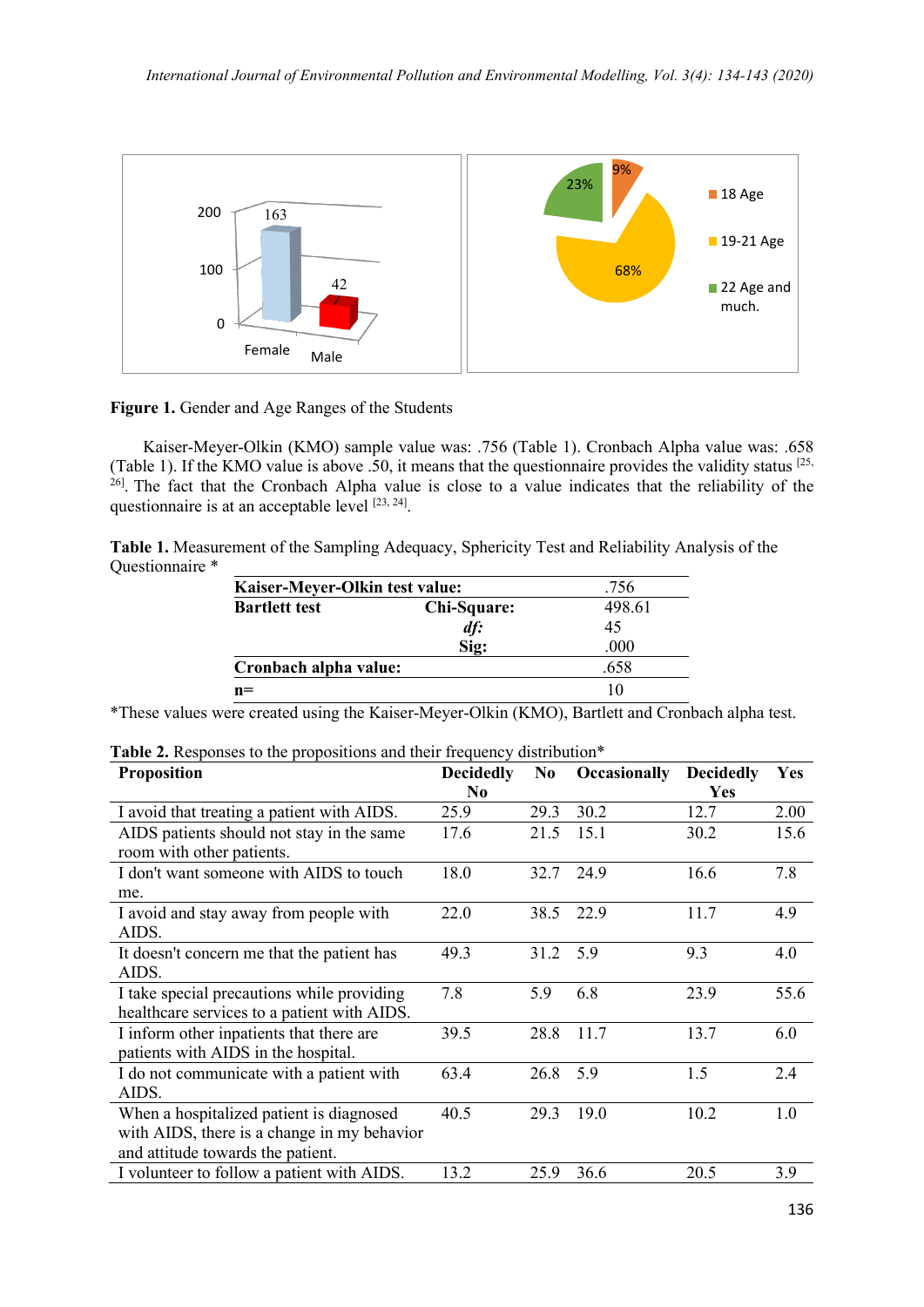**Figure 1.** Gender and Age Ranges of the Students

Kaiser-Meyer-Olkin (KMO) sample value was: .756 (Table 1). Cronbach Alpha value was: .658 (Table 1). If the KMO value is above .50, it means that the questionnaire provides the validity status [25, 26]. The fact that the Cronbach Alpha value is close to a value indicates that the reliability of the questionnaire is at an acceptable level [23, 24].

**Table 1.** Measurement of the Sampling Adequacy, Sphericity Test and Reliability Analysis of the Questionnaire *

| **Kaiser-Meyer-Olkin test value:** | | .756 |
|---|---|---|
| **Bartlett test** | **Chi-Square:** | 498.61 |
| | ***df:*** | 45 |
| | **Sig:** | .000 |
| **Cronbach alpha value:** | | .658 |
| **n=** | | 10 |

*These values were created using the Kaiser-Meyer-Olkin (KMO), Bartlett and Cronbach alpha test.

**Table 2.** Responses to the propositions and their frequency distribution*

| **Proposition** | **Decidedly No** | **No** | **Occasionally** | **Decidedly Yes** | **Yes** |
|---|---|---|---|---|---|
| I avoid that treating a patient with AIDS. | 25.9 | 29.3 | 30.2 | 12.7 | 2.00 |
| AIDS patients should not stay in the same room with other patients. | 17.6 | 21.5 | 15.1 | 30.2 | 15.6 |
| I don't want someone with AIDS to touch me. | 18.0 | 32.7 | 24.9 | 16.6 | 7.8 |
| I avoid and stay away from people with AIDS. | 22.0 | 38.5 | 22.9 | 11.7 | 4.9 |
| It doesn't concern me that the patient has AIDS. | 49.3 | 31.2 | 5.9 | 9.3 | 4.0 |
| I take special precautions while providing healthcare services to a patient with AIDS. | 7.8 | 5.9 | 6.8 | 23.9 | 55.6 |
| I inform other inpatients that there are patients with AIDS in the hospital. | 39.5 | 28.8 | 11.7 | 13.7 | 6.0 |
| I do not communicate with a patient with AIDS. | 63.4 | 26.8 | 5.9 | 1.5 | 2.4 |
| When a hospitalized patient is diagnosed with AIDS, there is a change in my behavior and attitude towards the patient. | 40.5 | 29.3 | 19.0 | 10.2 | 1.0 |
| I volunteer to follow a patient with AIDS. | 13.2 | 25.9 | 36.6 | 20.5 | 3.9 |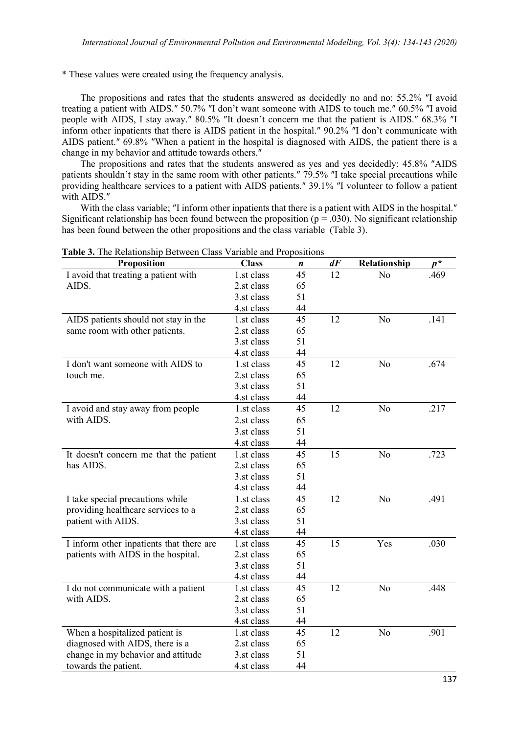* These values were created using the frequency analysis.

The propositions and rates that the students answered as decidedly no and no: 55.2% ″I avoid treating a patient with AIDS.″ 50.7% ″I don’t want someone with AIDS to touch me.″ 60.5% ″I avoid people with AIDS, I stay away.″ 80.5% ″It doesn’t concern me that the patient is AIDS.″ 68.3% ″I inform other inpatients that there is AIDS patient in the hospital.″ 90.2% ″I don’t communicate with AIDS patient.″ 69.8% ″When a patient in the hospital is diagnosed with AIDS, the patient there is a change in my behavior and attitude towards others.″

The propositions and rates that the students answered as yes and yes decidedly: 45.8% ″AIDS patients shouldn’t stay in the same room with other patients.″ 79.5% ″I take special precautions while providing healthcare services to a patient with AIDS patients.″ 39.1% ″I volunteer to follow a patient with AIDS.″

With the class variable; ″I inform other inpatients that there is a patient with AIDS in the hospital.″ Significant relationship has been found between the proposition ($p = .030$). No significant relationship has been found between the other propositions and the class variable (Table 3).

**Table 3.** The Relationship Between Class Variable and Propositions

| Proposition | Class | *n* | *dF* | Relationship | *p** |
|---|---|---|---|---|---|
| I avoid that treating a patient with AIDS. | 1.st class | 45 | 12 | No | .469 |
| | 2.st class | 65 | | | |
| | 3.st class | 51 | | | |
| | 4.st class | 44 | | | |
| AIDS patients should not stay in the same room with other patients. | 1.st class | 45 | 12 | No | .141 |
| | 2.st class | 65 | | | |
| | 3.st class | 51 | | | |
| | 4.st class | 44 | | | |
| I don't want someone with AIDS to touch me. | 1.st class | 45 | 12 | No | .674 |
| | 2.st class | 65 | | | |
| | 3.st class | 51 | | | |
| | 4.st class | 44 | | | |
| I avoid and stay away from people with AIDS. | 1.st class | 45 | 12 | No | .217 |
| | 2.st class | 65 | | | |
| | 3.st class | 51 | | | |
| | 4.st class | 44 | | | |
| It doesn't concern me that the patient has AIDS. | 1.st class | 45 | 15 | No | .723 |
| | 2.st class | 65 | | | |
| | 3.st class | 51 | | | |
| | 4.st class | 44 | | | |
| I take special precautions while providing healthcare services to a patient with AIDS. | 1.st class | 45 | 12 | No | .491 |
| | 2.st class | 65 | | | |
| | 3.st class | 51 | | | |
| | 4.st class | 44 | | | |
| I inform other inpatients that there are patients with AIDS in the hospital. | 1.st class | 45 | 15 | Yes | .030 |
| | 2.st class | 65 | | | |
| | 3.st class | 51 | | | |
| | 4.st class | 44 | | | |
| I do not communicate with a patient with AIDS. | 1.st class | 45 | 12 | No | .448 |
| | 2.st class | 65 | | | |
| | 3.st class | 51 | | | |
| | 4.st class | 44 | | | |
| When a hospitalized patient is diagnosed with AIDS, there is a change in my behavior and attitude towards the patient. | 1.st class | 45 | 12 | No | .901 |
| | 2.st class | 65 | | | |
| | 3.st class | 51 | | | |
| | 4.st class | 44 | | | |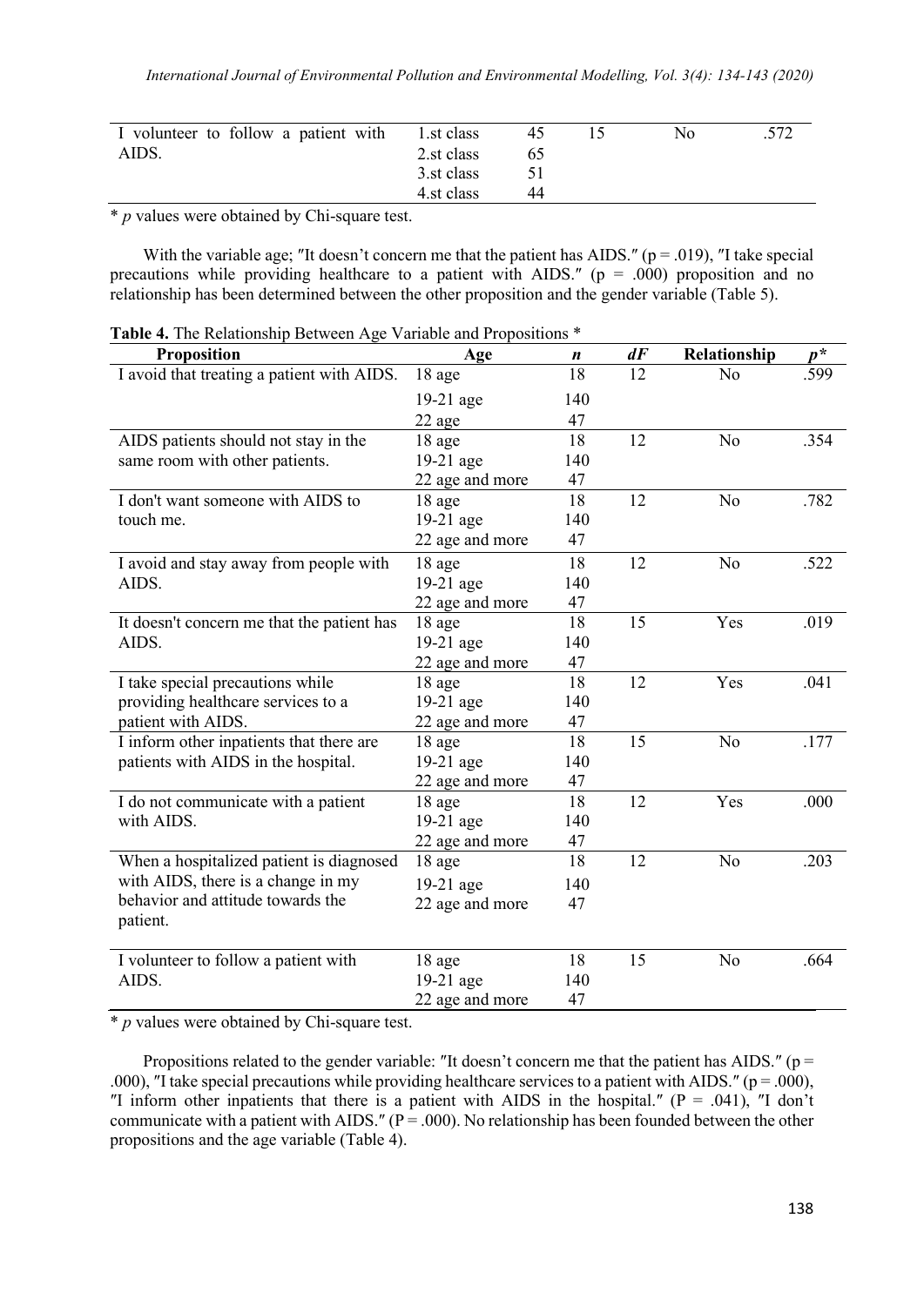| I volunteer to follow a patient with AIDS. | 1.st class | 45 | 15 | No | .572 |
|---|---|---|---|---|---|
| | 2.st class | 65 | | | |
| | 3.st class | 51 | | | |
| | 4.st class | 44 | | | |

\* *p* values were obtained by Chi-square test.

With the variable age; ″It doesn't concern me that the patient has AIDS.″ (p = .019), ″I take special precautions while providing healthcare to a patient with AIDS.″ (p = .000) proposition and no relationship has been determined between the other proposition and the gender variable (Table 5).

**Table 4.** The Relationship Between Age Variable and Propositions *

| Proposition | Age | *n* | *dF* | Relationship | *p** |
|---|---|---|---|---|---|
| I avoid that treating a patient with AIDS. | 18 age | 18 | 12 | No | .599 |
| | 19-21 age | 140 | | | |
| | 22 age | 47 | | | |
| AIDS patients should not stay in the same room with other patients. | 18 age | 18 | 12 | No | .354 |
| | 19-21 age | 140 | | | |
| | 22 age and more | 47 | | | |
| I don't want someone with AIDS to touch me. | 18 age | 18 | 12 | No | .782 |
| | 19-21 age | 140 | | | |
| | 22 age and more | 47 | | | |
| I avoid and stay away from people with AIDS. | 18 age | 18 | 12 | No | .522 |
| | 19-21 age | 140 | | | |
| | 22 age and more | 47 | | | |
| It doesn't concern me that the patient has AIDS. | 18 age | 18 | 15 | Yes | .019 |
| | 19-21 age | 140 | | | |
| | 22 age and more | 47 | | | |
| I take special precautions while providing healthcare services to a patient with AIDS. | 18 age | 18 | 12 | Yes | .041 |
| | 19-21 age | 140 | | | |
| | 22 age and more | 47 | | | |
| I inform other inpatients that there are patients with AIDS in the hospital. | 18 age | 18 | 15 | No | .177 |
| | 19-21 age | 140 | | | |
| | 22 age and more | 47 | | | |
| I do not communicate with a patient with AIDS. | 18 age | 18 | 12 | Yes | .000 |
| | 19-21 age | 140 | | | |
| | 22 age and more | 47 | | | |
| When a hospitalized patient is diagnosed with AIDS, there is a change in my behavior and attitude towards the patient. | 18 age | 18 | 12 | No | .203 |
| | 19-21 age | 140 | | | |
| | 22 age and more | 47 | | | |
| I volunteer to follow a patient with AIDS. | 18 age | 18 | 15 | No | .664 |
| | 19-21 age | 140 | | | |
| | 22 age and more | 47 | | | |

\* *p* values were obtained by Chi-square test.

Propositions related to the gender variable: ″It doesn't concern me that the patient has AIDS.″ (p = .000), ″I take special precautions while providing healthcare services to a patient with AIDS.″ (p = .000), ″I inform other inpatients that there is a patient with AIDS in the hospital.″ (P = .041), ″I don't communicate with a patient with AIDS.″ (P = .000). No relationship has been founded between the other propositions and the age variable (Table 4).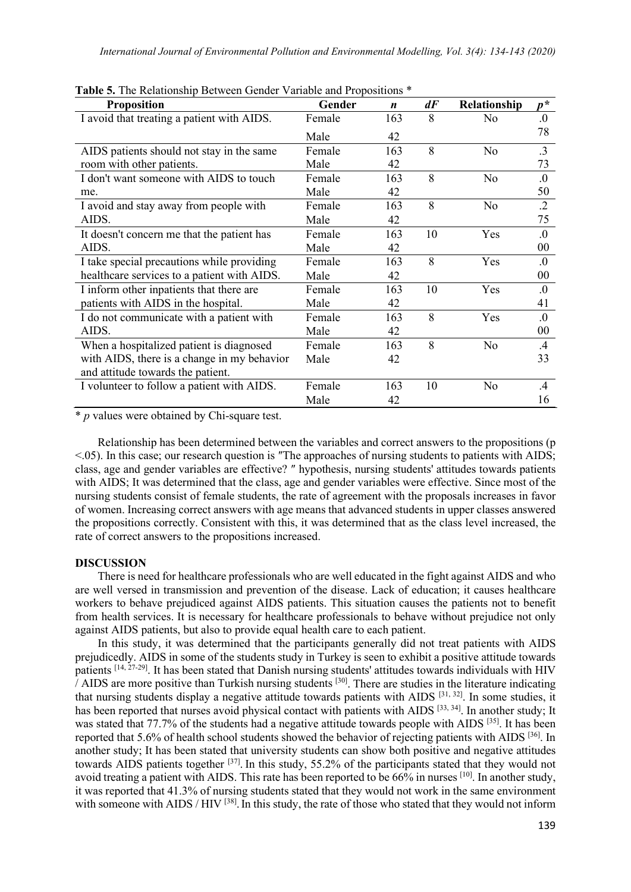**Table 5.** The Relationship Between Gender Variable and Propositions *

| Proposition | Gender | *n* | *dF* | Relationship | *p** |
|---|---|---|---|---|---|
| I avoid that treating a patient with AIDS. | Female<br>Male | 163<br>42 | 8 | No | .078 |
| AIDS patients should not stay in the same room with other patients. | Female<br>Male | 163<br>42 | 8 | No | .373 |
| I don't want someone with AIDS to touch me. | Female<br>Male | 163<br>42 | 8 | No | .050 |
| I avoid and stay away from people with AIDS. | Female<br>Male | 163<br>42 | 8 | No | .275 |
| It doesn't concern me that the patient has AIDS. | Female<br>Male | 163<br>42 | 10 | Yes | .000 |
| I take special precautions while providing healthcare services to a patient with AIDS. | Female<br>Male | 163<br>42 | 8 | Yes | .000 |
| I inform other inpatients that there are patients with AIDS in the hospital. | Female<br>Male | 163<br>42 | 10 | Yes | .041 |
| I do not communicate with a patient with AIDS. | Female<br>Male | 163<br>42 | 8 | Yes | .000 |
| When a hospitalized patient is diagnosed with AIDS, there is a change in my behavior and attitude towards the patient. | Female<br>Male | 163<br>42 | 8 | No | .433 |
| I volunteer to follow a patient with AIDS. | Female<br>Male | 163<br>42 | 10 | No | .416 |

\* *p* values were obtained by Chi-square test.

Relationship has been determined between the variables and correct answers to the propositions ($p < .05$). In this case; our research question is ″The approaches of nursing students to patients with AIDS; class, age and gender variables are effective? ″ hypothesis, nursing students' attitudes towards patients with AIDS; It was determined that the class, age and gender variables were effective. Since most of the nursing students consist of female students, the rate of agreement with the proposals increases in favor of women. Increasing correct answers with age means that advanced students in upper classes answered the propositions correctly. Consistent with this, it was determined that as the class level increased, the rate of correct answers to the propositions increased.

## DISCUSSION

There is need for healthcare professionals who are well educated in the fight against AIDS and who are well versed in transmission and prevention of the disease. Lack of education; it causes healthcare workers to behave prejudiced against AIDS patients. This situation causes the patients not to benefit from health services. It is necessary for healthcare professionals to behave without prejudice not only against AIDS patients, but also to provide equal health care to each patient.

In this study, it was determined that the participants generally did not treat patients with AIDS prejudicedly. AIDS in some of the students study in Turkey is seen to exhibit a positive attitude towards patients [14, 27-29]. It has been stated that Danish nursing students' attitudes towards individuals with HIV / AIDS are more positive than Turkish nursing students [30]. There are studies in the literature indicating that nursing students display a negative attitude towards patients with AIDS [31, 32]. In some studies, it has been reported that nurses avoid physical contact with patients with AIDS [33, 34]. In another study; It was stated that 77.7% of the students had a negative attitude towards people with AIDS [35]. It has been reported that 5.6% of health school students showed the behavior of rejecting patients with AIDS [36]. In another study; It has been stated that university students can show both positive and negative attitudes towards AIDS patients together [37]. In this study, 55.2% of the participants stated that they would not avoid treating a patient with AIDS. This rate has been reported to be 66% in nurses [10]. In another study, it was reported that 41.3% of nursing students stated that they would not work in the same environment with someone with AIDS / HIV [38]. In this study, the rate of those who stated that they would not inform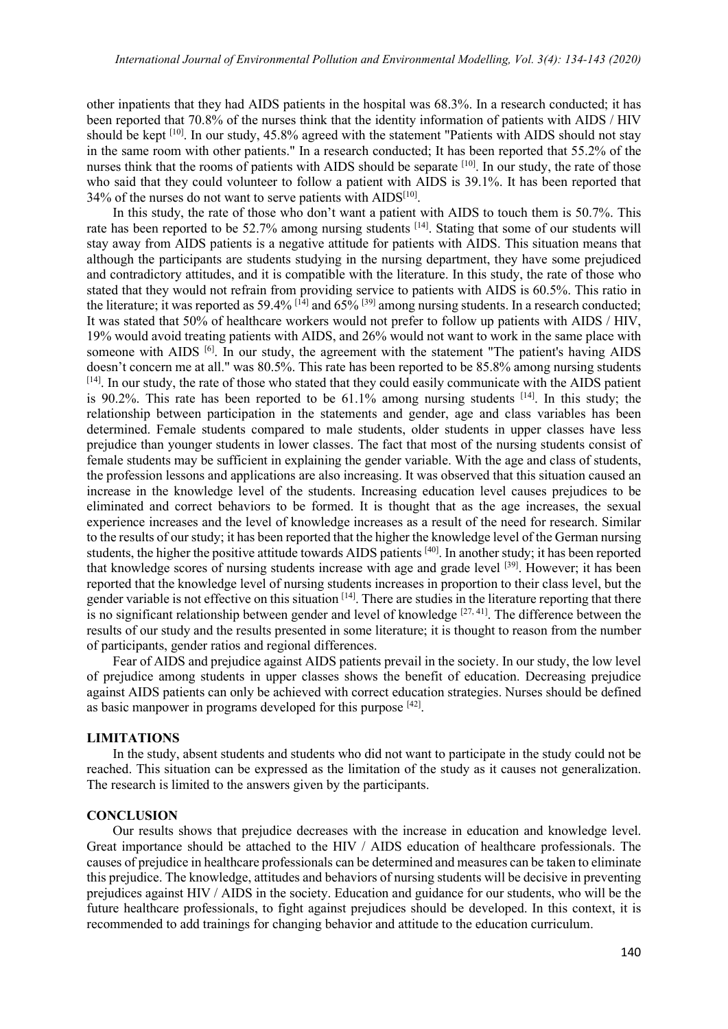other inpatients that they had AIDS patients in the hospital was 68.3%. In a research conducted; it has been reported that 70.8% of the nurses think that the identity information of patients with AIDS / HIV should be kept [10]. In our study, 45.8% agreed with the statement "Patients with AIDS should not stay in the same room with other patients." In a research conducted; It has been reported that 55.2% of the nurses think that the rooms of patients with AIDS should be separate [10]. In our study, the rate of those who said that they could volunteer to follow a patient with AIDS is 39.1%. It has been reported that 34% of the nurses do not want to serve patients with AIDS[10].

In this study, the rate of those who don't want a patient with AIDS to touch them is 50.7%. This rate has been reported to be 52.7% among nursing students [14]. Stating that some of our students will stay away from AIDS patients is a negative attitude for patients with AIDS. This situation means that although the participants are students studying in the nursing department, they have some prejudiced and contradictory attitudes, and it is compatible with the literature. In this study, the rate of those who stated that they would not refrain from providing service to patients with AIDS is 60.5%. This ratio in the literature; it was reported as 59.4% [14] and 65% [39] among nursing students. In a research conducted; It was stated that 50% of healthcare workers would not prefer to follow up patients with AIDS / HIV, 19% would avoid treating patients with AIDS, and 26% would not want to work in the same place with someone with AIDS [6]. In our study, the agreement with the statement "The patient's having AIDS doesn't concern me at all." was 80.5%. This rate has been reported to be 85.8% among nursing students [14]. In our study, the rate of those who stated that they could easily communicate with the AIDS patient is 90.2%. This rate has been reported to be 61.1% among nursing students [14]. In this study; the relationship between participation in the statements and gender, age and class variables has been determined. Female students compared to male students, older students in upper classes have less prejudice than younger students in lower classes. The fact that most of the nursing students consist of female students may be sufficient in explaining the gender variable. With the age and class of students, the profession lessons and applications are also increasing. It was observed that this situation caused an increase in the knowledge level of the students. Increasing education level causes prejudices to be eliminated and correct behaviors to be formed. It is thought that as the age increases, the sexual experience increases and the level of knowledge increases as a result of the need for research. Similar to the results of our study; it has been reported that the higher the knowledge level of the German nursing students, the higher the positive attitude towards AIDS patients [40]. In another study; it has been reported that knowledge scores of nursing students increase with age and grade level [39]. However; it has been reported that the knowledge level of nursing students increases in proportion to their class level, but the gender variable is not effective on this situation [14]. There are studies in the literature reporting that there is no significant relationship between gender and level of knowledge [27, 41]. The difference between the results of our study and the results presented in some literature; it is thought to reason from the number of participants, gender ratios and regional differences.

Fear of AIDS and prejudice against AIDS patients prevail in the society. In our study, the low level of prejudice among students in upper classes shows the benefit of education. Decreasing prejudice against AIDS patients can only be achieved with correct education strategies. Nurses should be defined as basic manpower in programs developed for this purpose [42].

## LIMITATIONS

In the study, absent students and students who did not want to participate in the study could not be reached. This situation can be expressed as the limitation of the study as it causes not generalization. The research is limited to the answers given by the participants.

## CONCLUSION

Our results shows that prejudice decreases with the increase in education and knowledge level. Great importance should be attached to the HIV / AIDS education of healthcare professionals. The causes of prejudice in healthcare professionals can be determined and measures can be taken to eliminate this prejudice. The knowledge, attitudes and behaviors of nursing students will be decisive in preventing prejudices against HIV / AIDS in the society. Education and guidance for our students, who will be the future healthcare professionals, to fight against prejudices should be developed. In this context, it is recommended to add trainings for changing behavior and attitude to the education curriculum.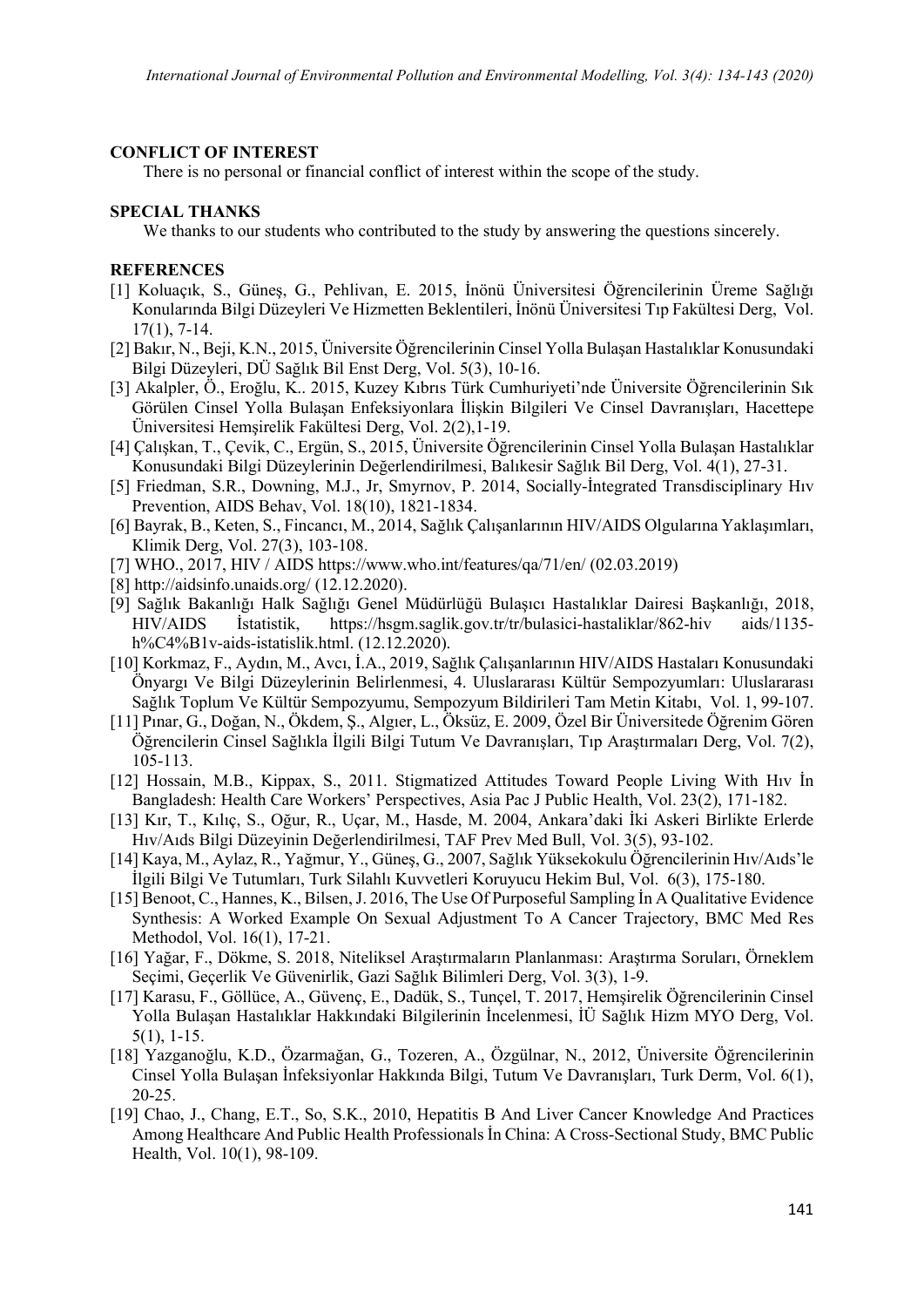**CONFLICT OF INTEREST**

There is no personal or financial conflict of interest within the scope of the study.

**SPECIAL THANKS**

We thanks to our students who contributed to the study by answering the questions sincerely.

**REFERENCES**

[1] Koluaçık, S., Güneş, G., Pehlivan, E. 2015, İnönü Üniversitesi Öğrencilerinin Üreme Sağlığı Konularında Bilgi Düzeyleri Ve Hizmetten Beklentileri, İnönü Üniversitesi Tıp Fakültesi Derg, Vol. 17(1), 7-14.

[2] Bakır, N., Beji, K.N., 2015, Üniversite Öğrencilerinin Cinsel Yolla Bulaşan Hastalıklar Konusundaki Bilgi Düzeyleri, DÜ Sağlık Bil Enst Derg, Vol. 5(3), 10-16.

[3] Akalpler, Ö., Eroğlu, K.. 2015, Kuzey Kıbrıs Türk Cumhuriyeti'nde Üniversite Öğrencilerinin Sık Görülen Cinsel Yolla Bulaşan Enfeksiyonlara İlişkin Bilgileri Ve Cinsel Davranışları, Hacettepe Üniversitesi Hemşirelik Fakültesi Derg, Vol. 2(2),1-19.

[4] Çalışkan, T., Çevik, C., Ergün, S., 2015, Üniversite Öğrencilerinin Cinsel Yolla Bulaşan Hastalıklar Konusundaki Bilgi Düzeylerinin Değerlendirilmesi, Balıkesir Sağlık Bil Derg, Vol. 4(1), 27-31.

[5] Friedman, S.R., Downing, M.J., Jr, Smyrnov, P. 2014, Socially-İntegrated Transdisciplinary Hıv Prevention, AIDS Behav, Vol. 18(10), 1821-1834.

[6] Bayrak, B., Keten, S., Fincancı, M., 2014, Sağlık Çalışanlarının HIV/AIDS Olgularına Yaklaşımları, Klimik Derg, Vol. 27(3), 103-108.

[7] WHO., 2017, HIV / AIDS https://www.who.int/features/qa/71/en/ (02.03.2019)

[8] http://aidsinfo.unaids.org/ (12.12.2020).

[9] Sağlık Bakanlığı Halk Sağlığı Genel Müdürlüğü Bulaşıcı Hastalıklar Dairesi Başkanlığı, 2018, HIV/AIDS İstatistik, https://hsgm.saglik.gov.tr/tr/bulasici-hastaliklar/862-hiv aids/1135-h%C4%B1v-aids-istatislik.html. (12.12.2020).

[10] Korkmaz, F., Aydın, M., Avcı, İ.A., 2019, Sağlık Çalışanlarının HIV/AIDS Hastaları Konusundaki Önyargı Ve Bilgi Düzeylerinin Belirlenmesi, 4. Uluslararası Kültür Sempozyumları: Uluslararası Sağlık Toplum Ve Kültür Sempozyumu, Sempozyum Bildirileri Tam Metin Kitabı, Vol. 1, 99-107.

[11] Pınar, G., Doğan, N., Ökdem, Ş., Algıer, L., Öksüz, E. 2009, Özel Bir Üniversitede Öğrenim Gören Öğrencilerin Cinsel Sağlıkla İlgili Bilgi Tutum Ve Davranışları, Tıp Araştırmaları Derg, Vol. 7(2), 105-113.

[12] Hossain, M.B., Kippax, S., 2011. Stigmatized Attitudes Toward People Living With Hıv İn Bangladesh: Health Care Workers' Perspectives, Asia Pac J Public Health, Vol. 23(2), 171-182.

[13] Kır, T., Kılıç, S., Oğur, R., Uçar, M., Hasde, M. 2004, Ankara'daki İki Askeri Birlikte Erlerde Hıv/Aıds Bilgi Düzeyinin Değerlendirilmesi, TAF Prev Med Bull, Vol. 3(5), 93-102.

[14] Kaya, M., Aylaz, R., Yağmur, Y., Güneş, G., 2007, Sağlık Yüksekokulu Öğrencilerinin Hıv/Aıds'le İlgili Bilgi Ve Tutumları, Turk Silahlı Kuvvetleri Koruyucu Hekim Bul, Vol. 6(3), 175-180.

[15] Benoot, C., Hannes, K., Bilsen, J. 2016, The Use Of Purposeful Sampling İn A Qualitative Evidence Synthesis: A Worked Example On Sexual Adjustment To A Cancer Trajectory, BMC Med Res Methodol, Vol. 16(1), 17-21.

[16] Yağar, F., Dökme, S. 2018, Niteliksel Araştırmaların Planlanması: Araştırma Soruları, Örneklem Seçimi, Geçerlik Ve Güvenirlik, Gazi Sağlık Bilimleri Derg, Vol. 3(3), 1-9.

[17] Karasu, F., Göllüce, A., Güvenç, E., Dadük, S., Tunçel, T. 2017, Hemşirelik Öğrencilerinin Cinsel Yolla Bulaşan Hastalıklar Hakkındaki Bilgilerinin İncelenmesi, İÜ Sağlık Hizm MYO Derg, Vol. 5(1), 1-15.

[18] Yazganoğlu, K.D., Özarmağan, G., Tozeren, A., Özgülnar, N., 2012, Üniversite Öğrencilerinin Cinsel Yolla Bulaşan İnfeksiyonlar Hakkında Bilgi, Tutum Ve Davranışları, Turk Derm, Vol. 6(1), 20-25.

[19] Chao, J., Chang, E.T., So, S.K., 2010, Hepatitis B And Liver Cancer Knowledge And Practices Among Healthcare And Public Health Professionals İn China: A Cross-Sectional Study, BMC Public Health, Vol. 10(1), 98-109.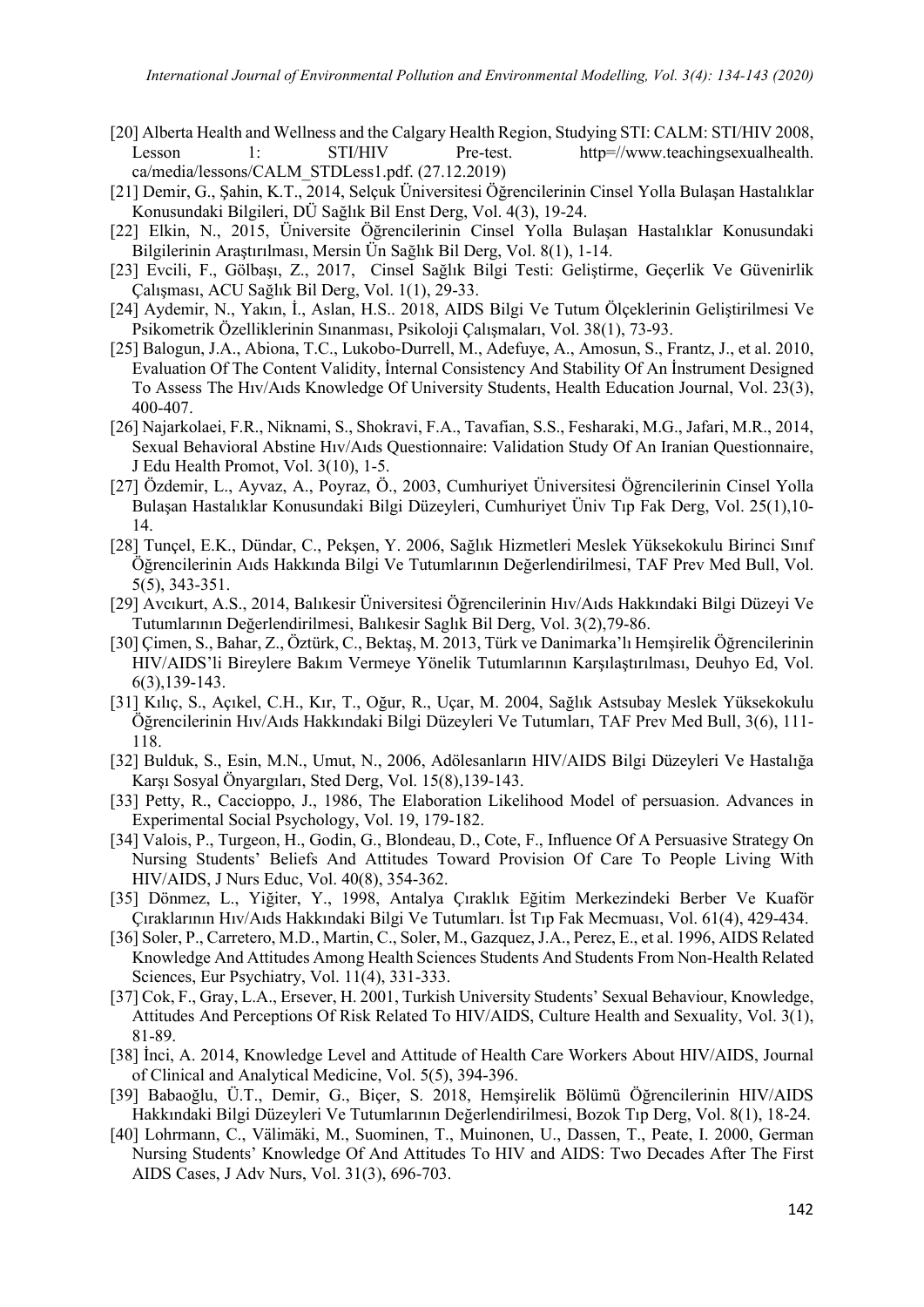[20] Alberta Health and Wellness and the Calgary Health Region, Studying STI: CALM: STI/HIV 2008, Lesson 1: STI/HIV Pre-test. http=//www.teachingsexualhealth. ca/media/lessons/CALM_STDLess1.pdf. (27.12.2019)

[21] Demir, G., Şahin, K.T., 2014, Selçuk Üniversitesi Öğrencilerinin Cinsel Yolla Bulaşan Hastalıklar Konusundaki Bilgileri, DÜ Sağlık Bil Enst Derg, Vol. 4(3), 19-24.

[22] Elkin, N., 2015, Üniversite Öğrencilerinin Cinsel Yolla Bulaşan Hastalıklar Konusundaki Bilgilerinin Araştırılması, Mersin Ün Sağlık Bil Derg, Vol. 8(1), 1-14.

[23] Evcili, F., Gölbaşı, Z., 2017, Cinsel Sağlık Bilgi Testi: Geliştirme, Geçerlik Ve Güvenirlik Çalışması, ACU Sağlık Bil Derg, Vol. 1(1), 29-33.

[24] Aydemir, N., Yakın, İ., Aslan, H.S.. 2018, AIDS Bilgi Ve Tutum Ölçeklerinin Geliştirilmesi Ve Psikometrik Özelliklerinin Sınanması, Psikoloji Çalışmaları, Vol. 38(1), 73-93.

[25] Balogun, J.A., Abiona, T.C., Lukobo-Durrell, M., Adefuye, A., Amosun, S., Frantz, J., et al. 2010, Evaluation Of The Content Validity, İnternal Consistency And Stability Of An İnstrument Designed To Assess The Hıv/Aıds Knowledge Of University Students, Health Education Journal, Vol. 23(3), 400-407.

[26] Najarkolaei, F.R., Niknami, S., Shokravi, F.A., Tavafian, S.S., Fesharaki, M.G., Jafari, M.R., 2014, Sexual Behavioral Abstine Hıv/Aıds Questionnaire: Validation Study Of An Iranian Questionnaire, J Edu Health Promot, Vol. 3(10), 1-5.

[27] Özdemir, L., Ayvaz, A., Poyraz, Ö., 2003, Cumhuriyet Üniversitesi Öğrencilerinin Cinsel Yolla Bulaşan Hastalıklar Konusundaki Bilgi Düzeyleri, Cumhuriyet Üniv Tıp Fak Derg, Vol. 25(1),10-14.

[28] Tunçel, E.K., Dündar, C., Pekşen, Y. 2006, Sağlık Hizmetleri Meslek Yüksekokulu Birinci Sınıf Öğrencilerinin Aıds Hakkında Bilgi Ve Tutumlarının Değerlendirilmesi, TAF Prev Med Bull, Vol. 5(5), 343-351.

[29] Avcıkurt, A.S., 2014, Balıkesir Üniversitesi Öğrencilerinin Hıv/Aıds Hakkındaki Bilgi Düzeyi Ve Tutumlarının Değerlendirilmesi, Balıkesir Saglık Bil Derg, Vol. 3(2),79-86.

[30] Çimen, S., Bahar, Z., Öztürk, C., Bektaş, M. 2013, Türk ve Danimarka'lı Hemşirelik Öğrencilerinin HIV/AIDS'li Bireylere Bakım Vermeye Yönelik Tutumlarının Karşılaştırılması, Deuhyo Ed, Vol. 6(3),139-143.

[31] Kılıç, S., Açıkel, C.H., Kır, T., Oğur, R., Uçar, M. 2004, Sağlık Astsubay Meslek Yüksekokulu Öğrencilerinin Hıv/Aıds Hakkındaki Bilgi Düzeyleri Ve Tutumları, TAF Prev Med Bull, 3(6), 111-118.

[32] Bulduk, S., Esin, M.N., Umut, N., 2006, Adölesanların HIV/AIDS Bilgi Düzeyleri Ve Hastalığa Karşı Sosyal Önyargıları, Sted Derg, Vol. 15(8),139-143.

[33] Petty, R., Caccioppo, J., 1986, The Elaboration Likelihood Model of persuasion. Advances in Experimental Social Psychology, Vol. 19, 179-182.

[34] Valois, P., Turgeon, H., Godin, G., Blondeau, D., Cote, F., Influence Of A Persuasive Strategy On Nursing Students' Beliefs And Attitudes Toward Provision Of Care To People Living With HIV/AIDS, J Nurs Educ, Vol. 40(8), 354-362.

[35] Dönmez, L., Yiğiter, Y., 1998, Antalya Çıraklık Eğitim Merkezindeki Berber Ve Kuaför Çıraklarının Hıv/Aıds Hakkındaki Bilgi Ve Tutumları. İst Tıp Fak Mecmuası, Vol. 61(4), 429-434.

[36] Soler, P., Carretero, M.D., Martin, C., Soler, M., Gazquez, J.A., Perez, E., et al. 1996, AIDS Related Knowledge And Attitudes Among Health Sciences Students And Students From Non-Health Related Sciences, Eur Psychiatry, Vol. 11(4), 331-333.

[37] Cok, F., Gray, L.A., Ersever, H. 2001, Turkish University Students' Sexual Behaviour, Knowledge, Attitudes And Perceptions Of Risk Related To HIV/AIDS, Culture Health and Sexuality, Vol. 3(1), 81-89.

[38] İnci, A. 2014, Knowledge Level and Attitude of Health Care Workers About HIV/AIDS, Journal of Clinical and Analytical Medicine, Vol. 5(5), 394-396.

[39] Babaoğlu, Ü.T., Demir, G., Biçer, S. 2018, Hemşirelik Bölümü Öğrencilerinin HIV/AIDS Hakkındaki Bilgi Düzeyleri Ve Tutumlarının Değerlendirilmesi, Bozok Tıp Derg, Vol. 8(1), 18-24.

[40] Lohrmann, C., Välimäki, M., Suominen, T., Muinonen, U., Dassen, T., Peate, I. 2000, German Nursing Students' Knowledge Of And Attitudes To HIV and AIDS: Two Decades After The First AIDS Cases, J Adv Nurs, Vol. 31(3), 696-703.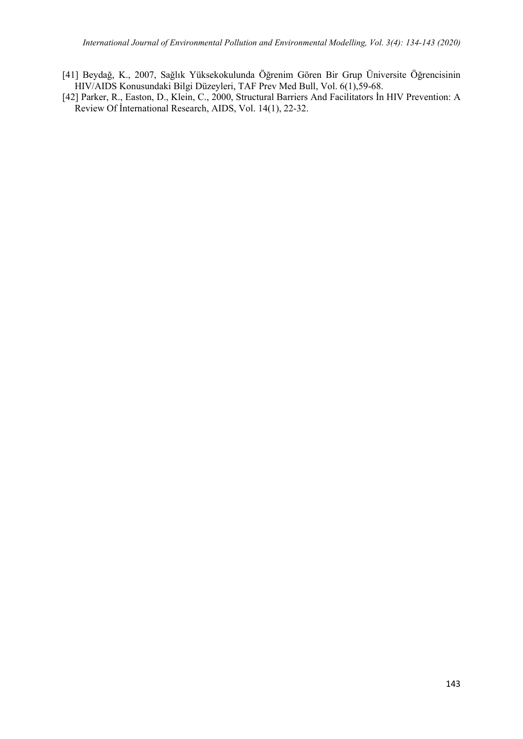[41] Beydağ, K., 2007, Sağlık Yüksekokulunda Öğrenim Gören Bir Grup Üniversite Öğrencisinin HIV/AIDS Konusundaki Bilgi Düzeyleri, TAF Prev Med Bull, Vol. 6(1),59-68.

[42] Parker, R., Easton, D., Klein, C., 2000, Structural Barriers And Facilitators İn HIV Prevention: A Review Of İnternational Research, AIDS, Vol. 14(1), 22-32.